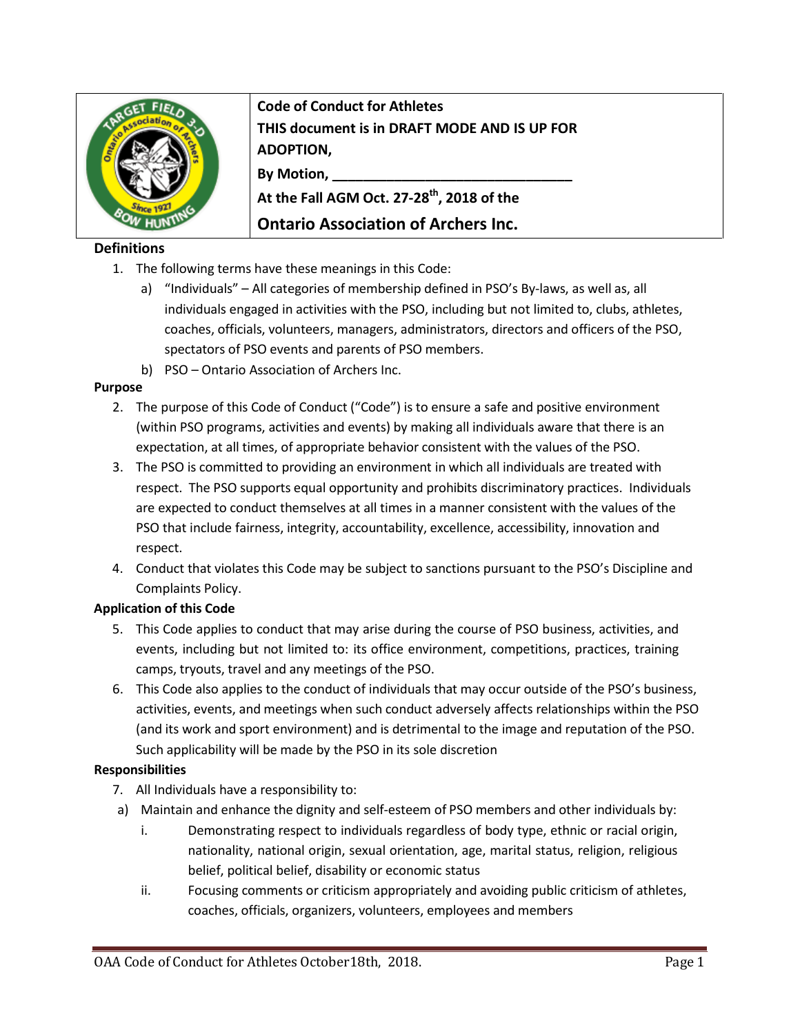**Code of Conduct for Athletes**
**THIS document is in DRAFT MODE AND IS UP FOR ADOPTION,**
**By Motion, ________________________________**
**At the Fall AGM Oct. 27-28th, 2018 of the**
**Ontario Association of Archers Inc.**

### Definitions

1. The following terms have these meanings in this Code:
   a) "Individuals" – All categories of membership defined in PSO's By-laws, as well as, all individuals engaged in activities with the PSO, including but not limited to, clubs, athletes, coaches, officials, volunteers, managers, administrators, directors and officers of the PSO, spectators of PSO events and parents of PSO members.
   b) PSO – Ontario Association of Archers Inc.

### Purpose

2. The purpose of this Code of Conduct ("Code") is to ensure a safe and positive environment (within PSO programs, activities and events) by making all individuals aware that there is an expectation, at all times, of appropriate behavior consistent with the values of the PSO.
3. The PSO is committed to providing an environment in which all individuals are treated with respect. The PSO supports equal opportunity and prohibits discriminatory practices. Individuals are expected to conduct themselves at all times in a manner consistent with the values of the PSO that include fairness, integrity, accountability, excellence, accessibility, innovation and respect.
4. Conduct that violates this Code may be subject to sanctions pursuant to the PSO's Discipline and Complaints Policy.

### Application of this Code

5. This Code applies to conduct that may arise during the course of PSO business, activities, and events, including but not limited to: its office environment, competitions, practices, training camps, tryouts, travel and any meetings of the PSO.
6. This Code also applies to the conduct of individuals that may occur outside of the PSO's business, activities, events, and meetings when such conduct adversely affects relationships within the PSO (and its work and sport environment) and is detrimental to the image and reputation of the PSO. Such applicability will be made by the PSO in its sole discretion

### Responsibilities

7. All Individuals have a responsibility to:
   a) Maintain and enhance the dignity and self-esteem of PSO members and other individuals by:
      i. Demonstrating respect to individuals regardless of body type, ethnic or racial origin, nationality, national origin, sexual orientation, age, marital status, religion, religious belief, political belief, disability or economic status
      ii. Focusing comments or criticism appropriately and avoiding public criticism of athletes, coaches, officials, organizers, volunteers, employees and members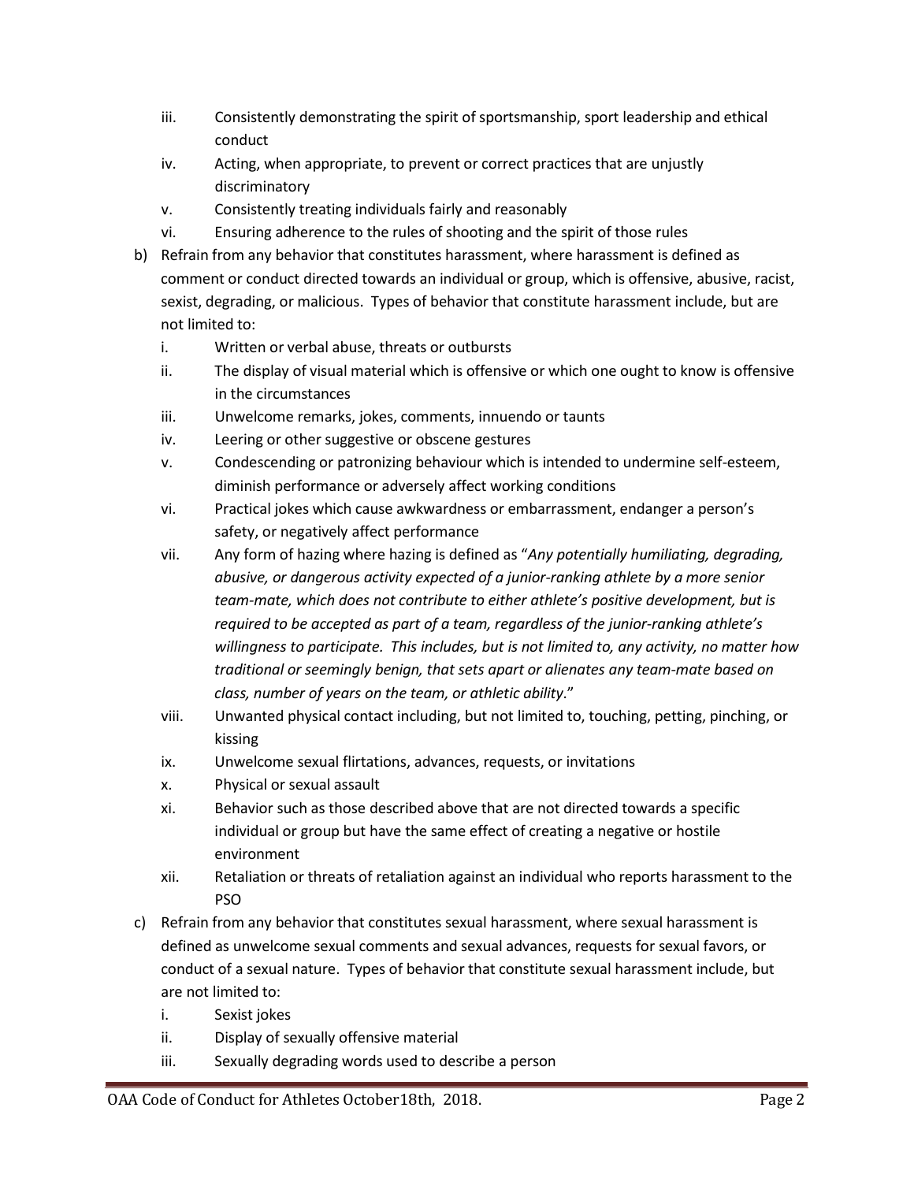iii. Consistently demonstrating the spirit of sportsmanship, sport leadership and ethical conduct
   iv. Acting, when appropriate, to prevent or correct practices that are unjustly discriminatory
   v. Consistently treating individuals fairly and reasonably
   vi. Ensuring adherence to the rules of shooting and the spirit of those rules

b) Refrain from any behavior that constitutes harassment, where harassment is defined as comment or conduct directed towards an individual or group, which is offensive, abusive, racist, sexist, degrading, or malicious. Types of behavior that constitute harassment include, but are not limited to:
   i. Written or verbal abuse, threats or outbursts
   ii. The display of visual material which is offensive or which one ought to know is offensive in the circumstances
   iii. Unwelcome remarks, jokes, comments, innuendo or taunts
   iv. Leering or other suggestive or obscene gestures
   v. Condescending or patronizing behaviour which is intended to undermine self-esteem, diminish performance or adversely affect working conditions
   vi. Practical jokes which cause awkwardness or embarrassment, endanger a person's safety, or negatively affect performance
   vii. Any form of hazing where hazing is defined as "*Any potentially humiliating, degrading, abusive, or dangerous activity expected of a junior-ranking athlete by a more senior team-mate, which does not contribute to either athlete's positive development, but is required to be accepted as part of a team, regardless of the junior-ranking athlete's willingness to participate. This includes, but is not limited to, any activity, no matter how traditional or seemingly benign, that sets apart or alienates any team-mate based on class, number of years on the team, or athletic ability*."
   viii. Unwanted physical contact including, but not limited to, touching, petting, pinching, or kissing
   ix. Unwelcome sexual flirtations, advances, requests, or invitations
   x. Physical or sexual assault
   xi. Behavior such as those described above that are not directed towards a specific individual or group but have the same effect of creating a negative or hostile environment
   xii. Retaliation or threats of retaliation against an individual who reports harassment to the PSO

c) Refrain from any behavior that constitutes sexual harassment, where sexual harassment is defined as unwelcome sexual comments and sexual advances, requests for sexual favors, or conduct of a sexual nature. Types of behavior that constitute sexual harassment include, but are not limited to:
   i. Sexist jokes
   ii. Display of sexually offensive material
   iii. Sexually degrading words used to describe a person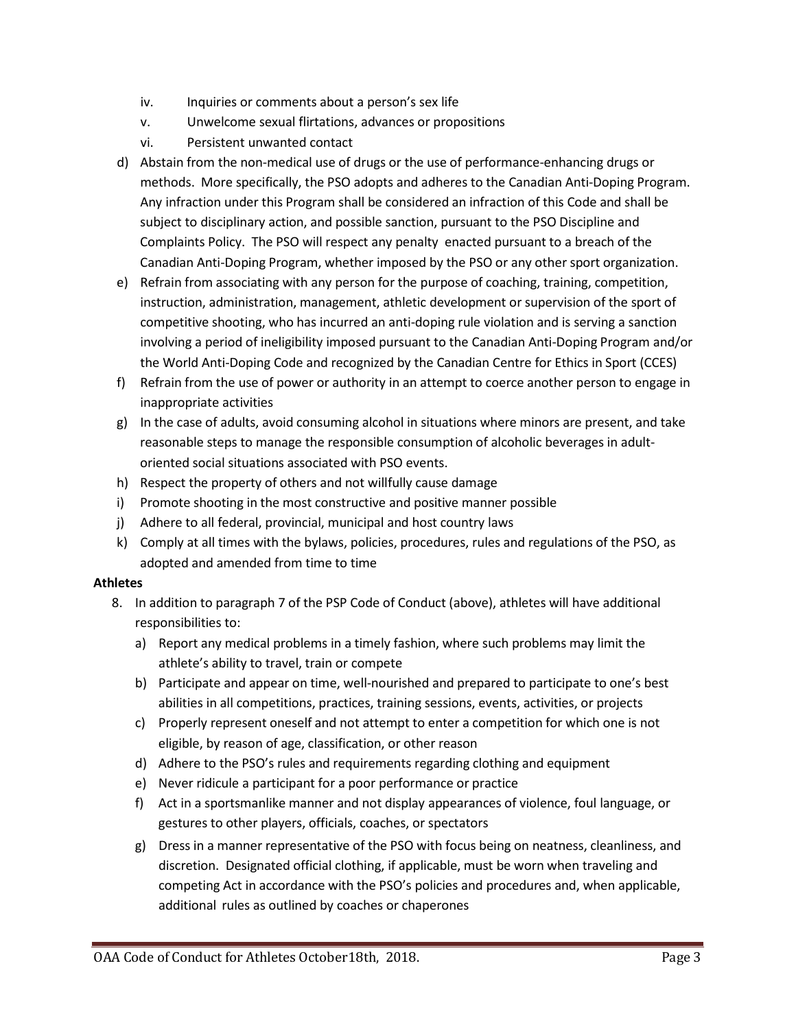iv. Inquiries or comments about a person's sex life
v. Unwelcome sexual flirtations, advances or propositions
vi. Persistent unwanted contact

d) Abstain from the non-medical use of drugs or the use of performance-enhancing drugs or methods. More specifically, the PSO adopts and adheres to the Canadian Anti-Doping Program. Any infraction under this Program shall be considered an infraction of this Code and shall be subject to disciplinary action, and possible sanction, pursuant to the PSO Discipline and Complaints Policy. The PSO will respect any penalty enacted pursuant to a breach of the Canadian Anti-Doping Program, whether imposed by the PSO or any other sport organization.

e) Refrain from associating with any person for the purpose of coaching, training, competition, instruction, administration, management, athletic development or supervision of the sport of competitive shooting, who has incurred an anti-doping rule violation and is serving a sanction involving a period of ineligibility imposed pursuant to the Canadian Anti-Doping Program and/or the World Anti-Doping Code and recognized by the Canadian Centre for Ethics in Sport (CCES)

f) Refrain from the use of power or authority in an attempt to coerce another person to engage in inappropriate activities

g) In the case of adults, avoid consuming alcohol in situations where minors are present, and take reasonable steps to manage the responsible consumption of alcoholic beverages in adult-oriented social situations associated with PSO events.

h) Respect the property of others and not willfully cause damage

i) Promote shooting in the most constructive and positive manner possible

j) Adhere to all federal, provincial, municipal and host country laws

k) Comply at all times with the bylaws, policies, procedures, rules and regulations of the PSO, as adopted and amended from time to time

**Athletes**

8. In addition to paragraph 7 of the PSP Code of Conduct (above), athletes will have additional responsibilities to:
   a) Report any medical problems in a timely fashion, where such problems may limit the athlete's ability to travel, train or compete
   b) Participate and appear on time, well-nourished and prepared to participate to one's best abilities in all competitions, practices, training sessions, events, activities, or projects
   c) Properly represent oneself and not attempt to enter a competition for which one is not eligible, by reason of age, classification, or other reason
   d) Adhere to the PSO's rules and requirements regarding clothing and equipment
   e) Never ridicule a participant for a poor performance or practice
   f) Act in a sportsmanlike manner and not display appearances of violence, foul language, or gestures to other players, officials, coaches, or spectators
   g) Dress in a manner representative of the PSO with focus being on neatness, cleanliness, and discretion. Designated official clothing, if applicable, must be worn when traveling and competing Act in accordance with the PSO's policies and procedures and, when applicable, additional rules as outlined by coaches or chaperones